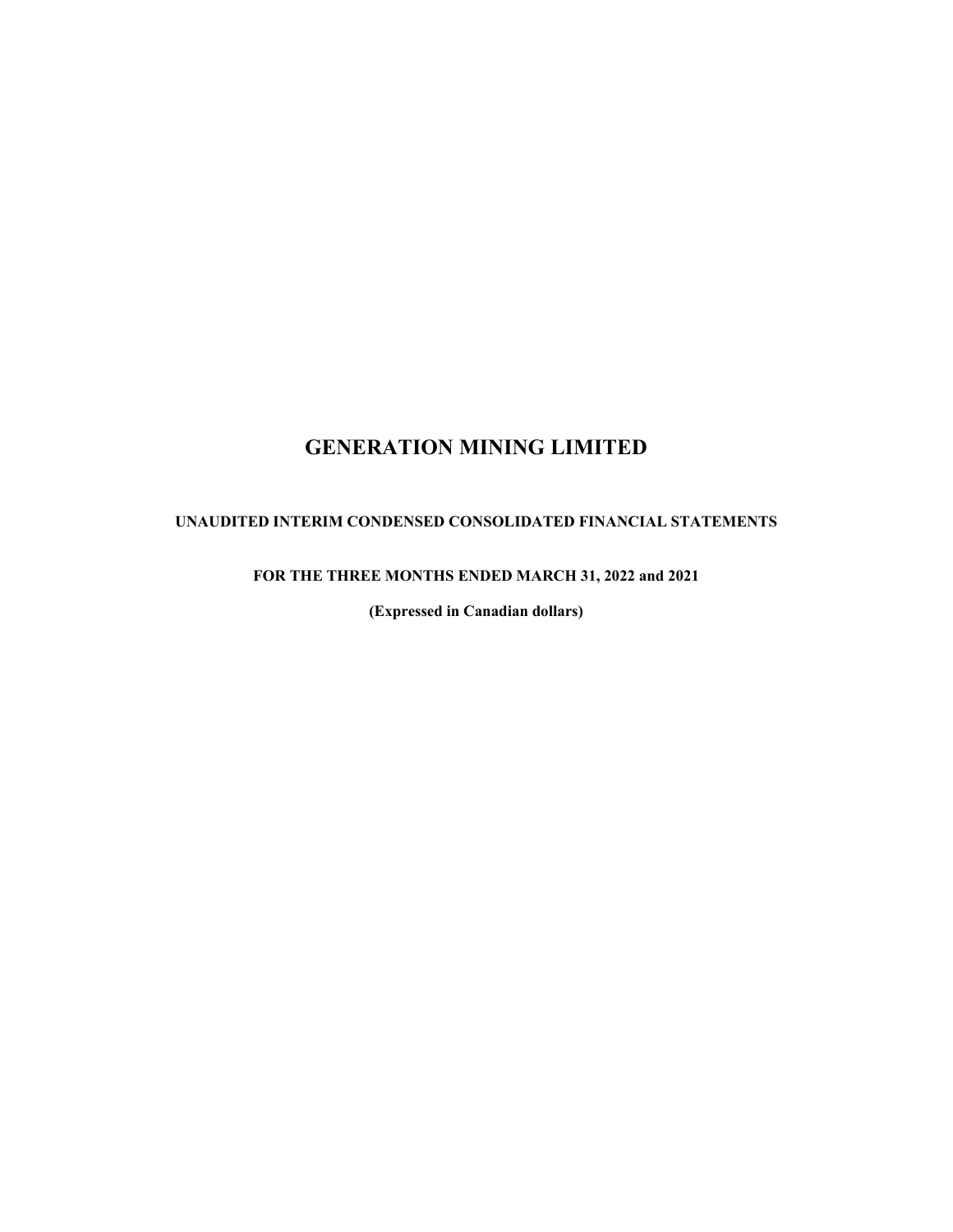# GENERATION MINING LIMITED

**UNAUDITED INTERIM CONDENSED CONSOLIDATED FINANCIAL STATEMENTS**

**FOR THE THREE MONTHS ENDED MARCH 31, 2022 and 2021**

**(Expressed in Canadian dollars)**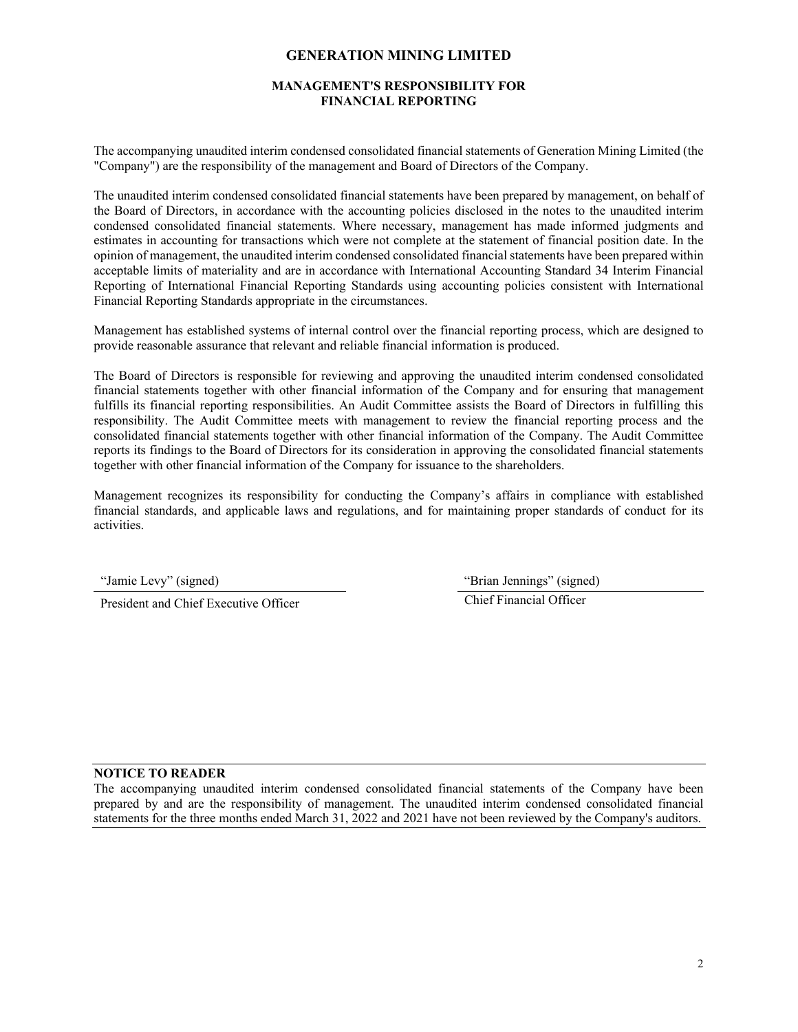# GENERATION MINING LIMITED

## MANAGEMENT'S RESPONSIBILITY FOR FINANCIAL REPORTING

The accompanying unaudited interim condensed consolidated financial statements of Generation Mining Limited (the "Company") are the responsibility of the management and Board of Directors of the Company.

The unaudited interim condensed consolidated financial statements have been prepared by management, on behalf of the Board of Directors, in accordance with the accounting policies disclosed in the notes to the unaudited interim condensed consolidated financial statements. Where necessary, management has made informed judgments and estimates in accounting for transactions which were not complete at the statement of financial position date. In the opinion of management, the unaudited interim condensed consolidated financial statements have been prepared within acceptable limits of materiality and are in accordance with International Accounting Standard 34 Interim Financial Reporting of International Financial Reporting Standards using accounting policies consistent with International Financial Reporting Standards appropriate in the circumstances.

Management has established systems of internal control over the financial reporting process, which are designed to provide reasonable assurance that relevant and reliable financial information is produced.

The Board of Directors is responsible for reviewing and approving the unaudited interim condensed consolidated financial statements together with other financial information of the Company and for ensuring that management fulfills its financial reporting responsibilities. An Audit Committee assists the Board of Directors in fulfilling this responsibility. The Audit Committee meets with management to review the financial reporting process and the consolidated financial statements together with other financial information of the Company. The Audit Committee reports its findings to the Board of Directors for its consideration in approving the consolidated financial statements together with other financial information of the Company for issuance to the shareholders.

Management recognizes its responsibility for conducting the Company's affairs in compliance with established financial standards, and applicable laws and regulations, and for maintaining proper standards of conduct for its activities.

"Jamie Levy" (signed)
President and Chief Executive Officer

"Brian Jennings" (signed)
Chief Financial Officer

**NOTICE TO READER**

The accompanying unaudited interim condensed consolidated financial statements of the Company have been prepared by and are the responsibility of management. The unaudited interim condensed consolidated financial statements for the three months ended March 31, 2022 and 2021 have not been reviewed by the Company's auditors.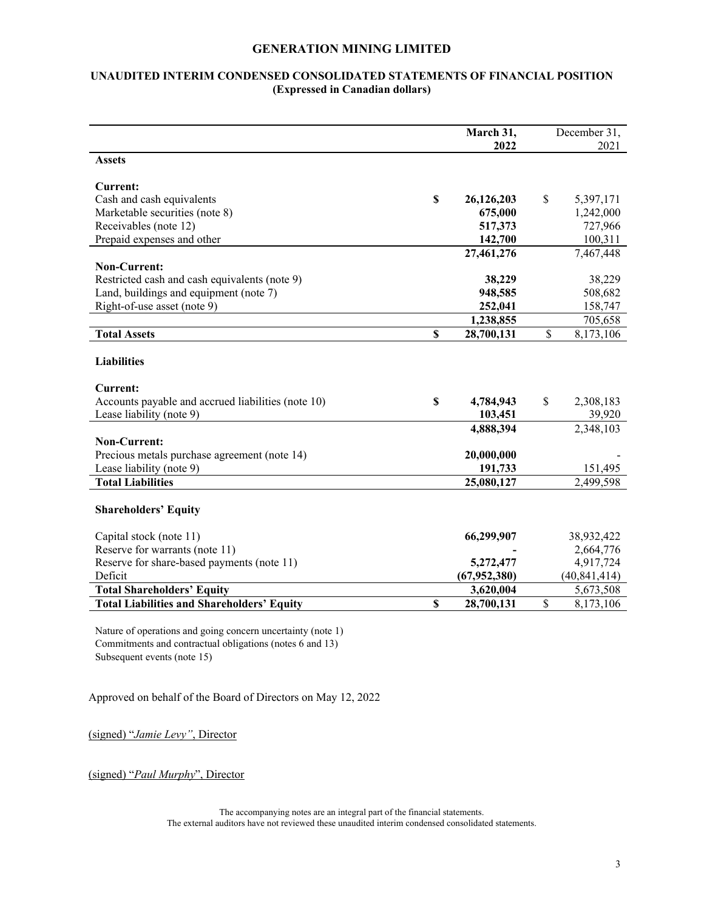# GENERATION MINING LIMITED

## UNAUDITED INTERIM CONDENSED CONSOLIDATED STATEMENTS OF FINANCIAL POSITION
### (Expressed in Canadian dollars)

| | | March 31, 2022 | | December 31, 2021 |
|---|---|---|---|---|
| **Assets** | | | | |
| **Current:** | | | | |
| Cash and cash equivalents | **$** | **26,126,203** | $ | 5,397,171 |
| Marketable securities (note 8) | | **675,000** | | 1,242,000 |
| Receivables (note 12) | | **517,373** | | 727,966 |
| Prepaid expenses and other | | **142,700** | | 100,311 |
| | | **27,461,276** | | 7,467,448 |
| **Non-Current:** | | | | |
| Restricted cash and cash equivalents (note 9) | | **38,229** | | 38,229 |
| Land, buildings and equipment (note 7) | | **948,585** | | 508,682 |
| Right-of-use asset (note 9) | | **252,041** | | 158,747 |
| | | **1,238,855** | | 705,658 |
| **Total Assets** | **$** | **28,700,131** | $ | 8,173,106 |
| **Liabilities** | | | | |
| **Current:** | | | | |
| Accounts payable and accrued liabilities (note 10) | **$** | **4,784,943** | $ | 2,308,183 |
| Lease liability (note 9) | | **103,451** | | 39,920 |
| | | **4,888,394** | | 2,348,103 |
| **Non-Current:** | | | | |
| Precious metals purchase agreement (note 14) | | **20,000,000** | | - |
| Lease liability (note 9) | | **191,733** | | 151,495 |
| **Total Liabilities** | | **25,080,127** | | 2,499,598 |
| **Shareholders' Equity** | | | | |
| Capital stock (note 11) | | **66,299,907** | | 38,932,422 |
| Reserve for warrants (note 11) | | **-** | | 2,664,776 |
| Reserve for share-based payments (note 11) | | **5,272,477** | | 4,917,724 |
| Deficit | | **(67,952,380)** | | (40,841,414) |
| **Total Shareholders' Equity** | | **3,620,004** | | 5,673,508 |
| **Total Liabilities and Shareholders' Equity** | **$** | **28,700,131** | $ | 8,173,106 |

Nature of operations and going concern uncertainty (note 1)
Commitments and contractual obligations (notes 6 and 13)
Subsequent events (note 15)

Approved on behalf of the Board of Directors on May 12, 2022

(signed) "*Jamie Levy*", Director

(signed) "*Paul Murphy*", Director

The accompanying notes are an integral part of the financial statements.
The external auditors have not reviewed these unaudited interim condensed consolidated statements.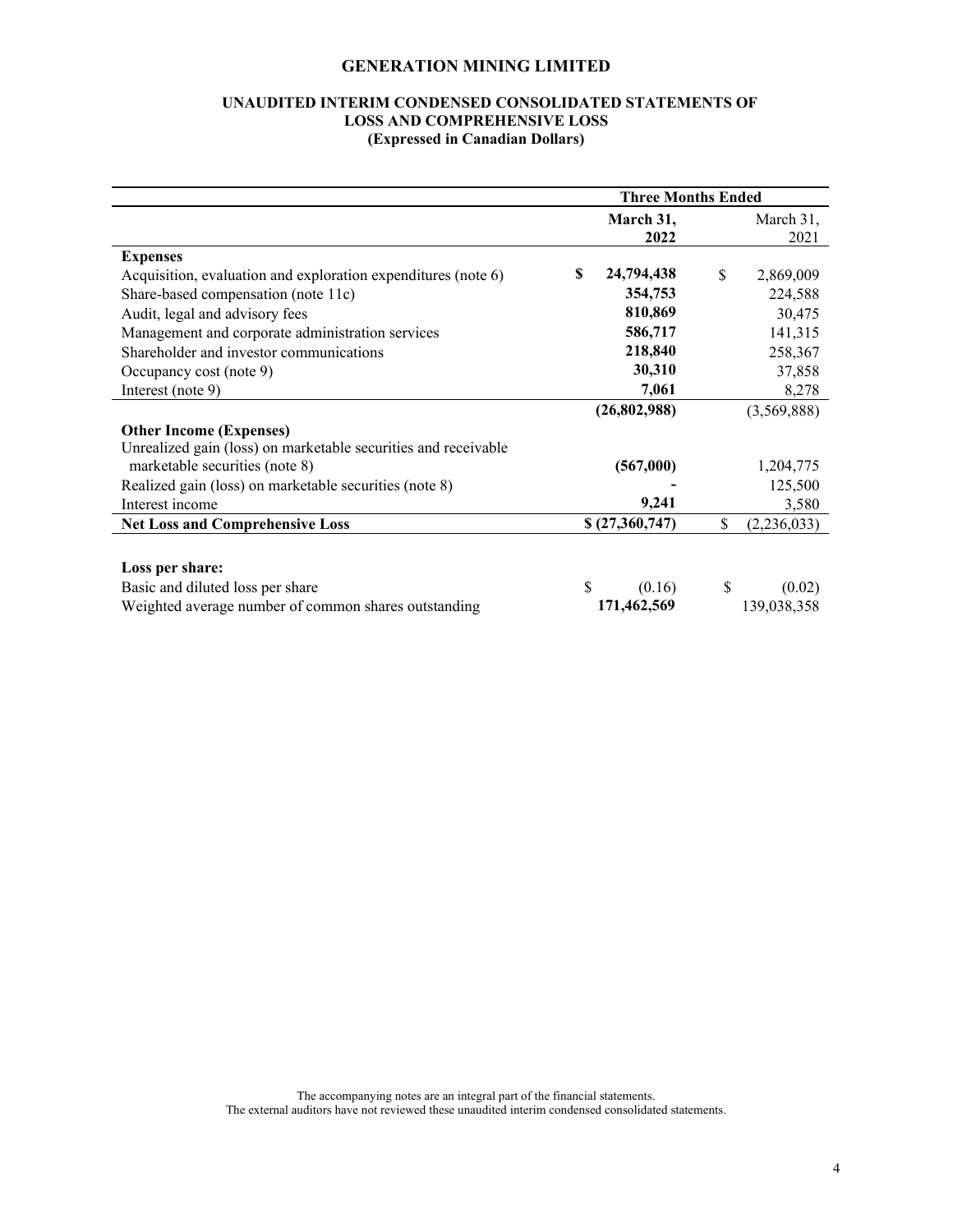# GENERATION MINING LIMITED

## UNAUDITED INTERIM CONDENSED CONSOLIDATED STATEMENTS OF LOSS AND COMPREHENSIVE LOSS
### (Expressed in Canadian Dollars)

| | Three Months Ended | |
|---|---|---|
| | **March 31, 2022** | March 31, 2021 |
| **Expenses** | | |
| Acquisition, evaluation and exploration expenditures (note 6) | **$ 24,794,438** | $ 2,869,009 |
| Share-based compensation (note 11c) | **354,753** | 224,588 |
| Audit, legal and advisory fees | **810,869** | 30,475 |
| Management and corporate administration services | **586,717** | 141,315 |
| Shareholder and investor communications | **218,840** | 258,367 |
| Occupancy cost (note 9) | **30,310** | 37,858 |
| Interest (note 9) | **7,061** | 8,278 |
| | **(26,802,988)** | (3,569,888) |
| **Other Income (Expenses)** | | |
| Unrealized gain (loss) on marketable securities and receivable marketable securities (note 8) | **(567,000)** | 1,204,775 |
| Realized gain (loss) on marketable securities (note 8) | **-** | 125,500 |
| Interest income | **9,241** | 3,580 |
| **Net Loss and Comprehensive Loss** | **$ (27,360,747)** | $ (2,236,033) |
| | | |
| **Loss per share:** | | |
| Basic and diluted loss per share | $ (0.16) | $ (0.02) |
| Weighted average number of common shares outstanding | **171,462,569** | 139,038,358 |

The accompanying notes are an integral part of the financial statements.
The external auditors have not reviewed these unaudited interim condensed consolidated statements.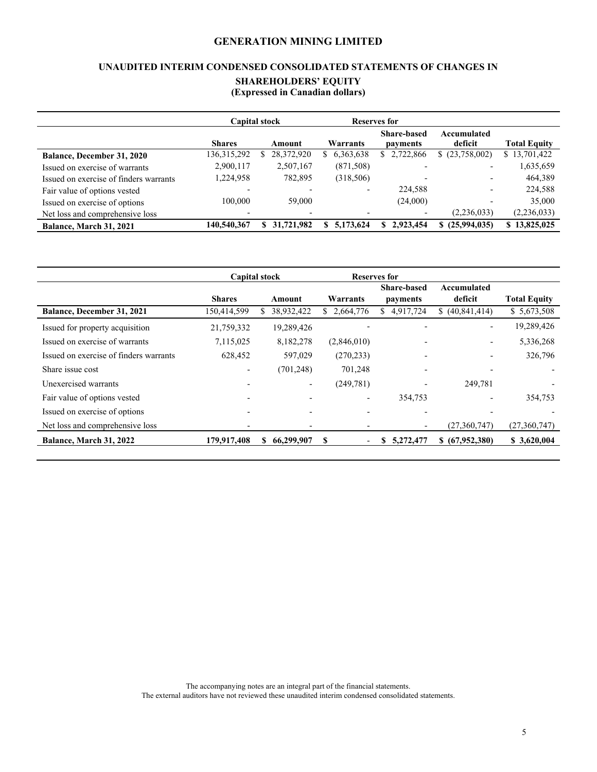# GENERATION MINING LIMITED

## UNAUDITED INTERIM CONDENSED CONSOLIDATED STATEMENTS OF CHANGES IN SHAREHOLDERS' EQUITY
### (Expressed in Canadian dollars)

| | Capital stock | | Reserves for | | | |
|---|---|---|---|---|---|---|
| | Shares | Amount | Warrants | Share-based payments | Accumulated deficit | Total Equity |
| **Balance, December 31, 2020** | 136,315,292 | $ 28,372,920 | $ 6,363,638 | $ 2,722,866 | $ (23,758,002) | $ 13,701,422 |
| Issued on exercise of warrants | 2,900,117 | 2,507,167 | (871,508) | - | - | 1,635,659 |
| Issued on exercise of finders warrants | 1,224,958 | 782,895 | (318,506) | - | - | 464,389 |
| Fair value of options vested | - | - | - | 224,588 | - | 224,588 |
| Issued on exercise of options | 100,000 | 59,000 | | (24,000) | - | 35,000 |
| Net loss and comprehensive loss | - | - | - | - | (2,236,033) | (2,236,033) |
| **Balance, March 31, 2021** | **140,540,367** | **$ 31,721,982** | **$ 5,173,624** | **$ 2,923,454** | **$ (25,994,035)** | **$ 13,825,025** |

| | Capital stock | | Reserves for | | | |
|---|---|---|---|---|---|---|
| | Shares | Amount | Warrants | Share-based payments | Accumulated deficit | Total Equity |
| **Balance, December 31, 2021** | 150,414,599 | $ 38,932,422 | $ 2,664,776 | $ 4,917,724 | $ (40,841,414) | $ 5,673,508 |
| Issued for property acquisition | 21,759,332 | 19,289,426 | - | - | - | 19,289,426 |
| Issued on exercise of warrants | 7,115,025 | 8,182,278 | (2,846,010) | - | - | 5,336,268 |
| Issued on exercise of finders warrants | 628,452 | 597,029 | (270,233) | - | - | 326,796 |
| Share issue cost | - | (701,248) | 701,248 | - | - | - |
| Unexercised warrants | - | - | (249,781) | - | 249,781 | - |
| Fair value of options vested | - | - | - | 354,753 | - | 354,753 |
| Issued on exercise of options | - | - | - | - | - | - |
| Net loss and comprehensive loss | - | - | - | - | (27,360,747) | (27,360,747) |
| **Balance, March 31, 2022** | **179,917,408** | **$ 66,299,907** | **$ -** | **$ 5,272,477** | **$ (67,952,380)** | **$ 3,620,004** |

The accompanying notes are an integral part of the financial statements.
The external auditors have not reviewed these unaudited interim condensed consolidated statements.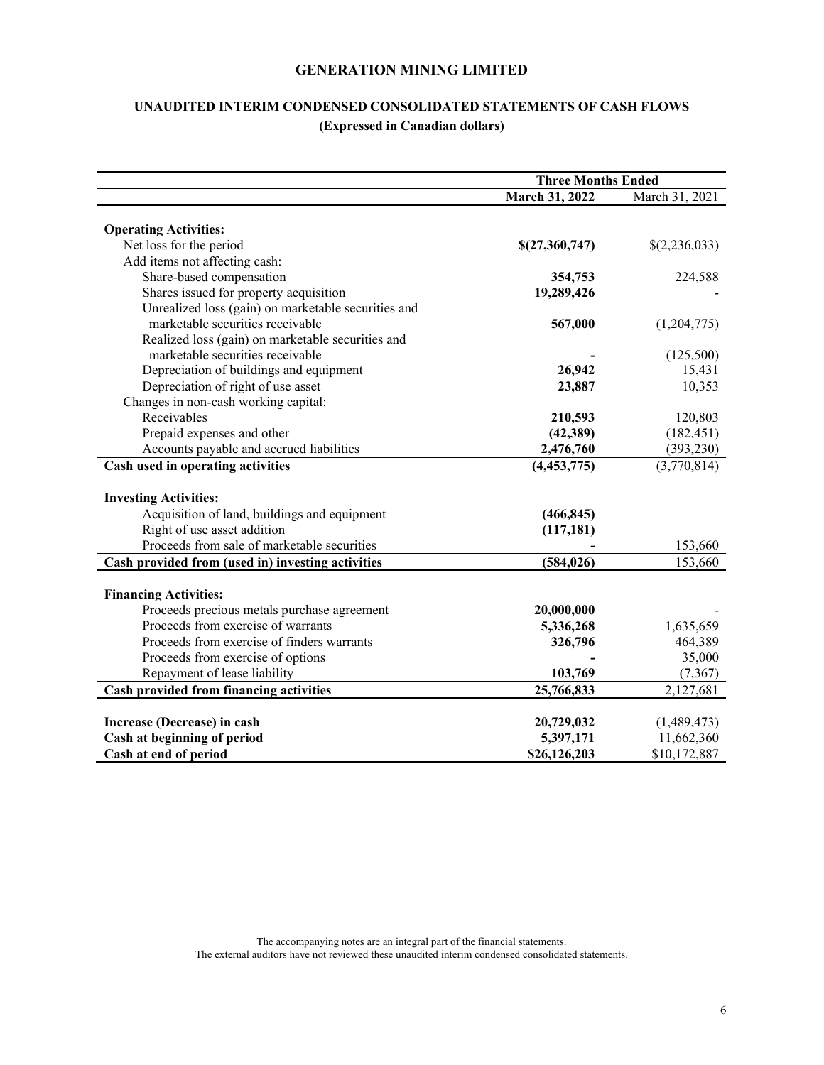# GENERATION MINING LIMITED

## UNAUDITED INTERIM CONDENSED CONSOLIDATED STATEMENTS OF CASH FLOWS

**(Expressed in Canadian dollars)**

| | Three Months Ended | |
|---|---|---|
| | **March 31, 2022** | March 31, 2021 |
| **Operating Activities:** | | |
| Net loss for the period | **$(27,360,747)** | $(2,236,033) |
| Add items not affecting cash: | | |
| Share-based compensation | **354,753** | 224,588 |
| Shares issued for property acquisition | **19,289,426** | - |
| Unrealized loss (gain) on marketable securities and marketable securities receivable | **567,000** | (1,204,775) |
| Realized loss (gain) on marketable securities and marketable securities receivable | **-** | (125,500) |
| Depreciation of buildings and equipment | **26,942** | 15,431 |
| Depreciation of right of use asset | **23,887** | 10,353 |
| Changes in non-cash working capital: | | |
| Receivables | **210,593** | 120,803 |
| Prepaid expenses and other | **(42,389)** | (182,451) |
| Accounts payable and accrued liabilities | **2,476,760** | (393,230) |
| **Cash used in operating activities** | **(4,453,775)** | (3,770,814) |
| **Investing Activities:** | | |
| Acquisition of land, buildings and equipment | **(466,845)** | |
| Right of use asset addition | **(117,181)** | |
| Proceeds from sale of marketable securities | **-** | 153,660 |
| **Cash provided from (used in) investing activities** | **(584,026)** | 153,660 |
| **Financing Activities:** | | |
| Proceeds precious metals purchase agreement | **20,000,000** | - |
| Proceeds from exercise of warrants | **5,336,268** | 1,635,659 |
| Proceeds from exercise of finders warrants | **326,796** | 464,389 |
| Proceeds from exercise of options | **-** | 35,000 |
| Repayment of lease liability | **103,769** | (7,367) |
| **Cash provided from financing activities** | **25,766,833** | 2,127,681 |
| **Increase (Decrease) in cash** | **20,729,032** | (1,489,473) |
| **Cash at beginning of period** | **5,397,171** | 11,662,360 |
| **Cash at end of period** | **$26,126,203** | $10,172,887 |

The accompanying notes are an integral part of the financial statements.
The external auditors have not reviewed these unaudited interim condensed consolidated statements.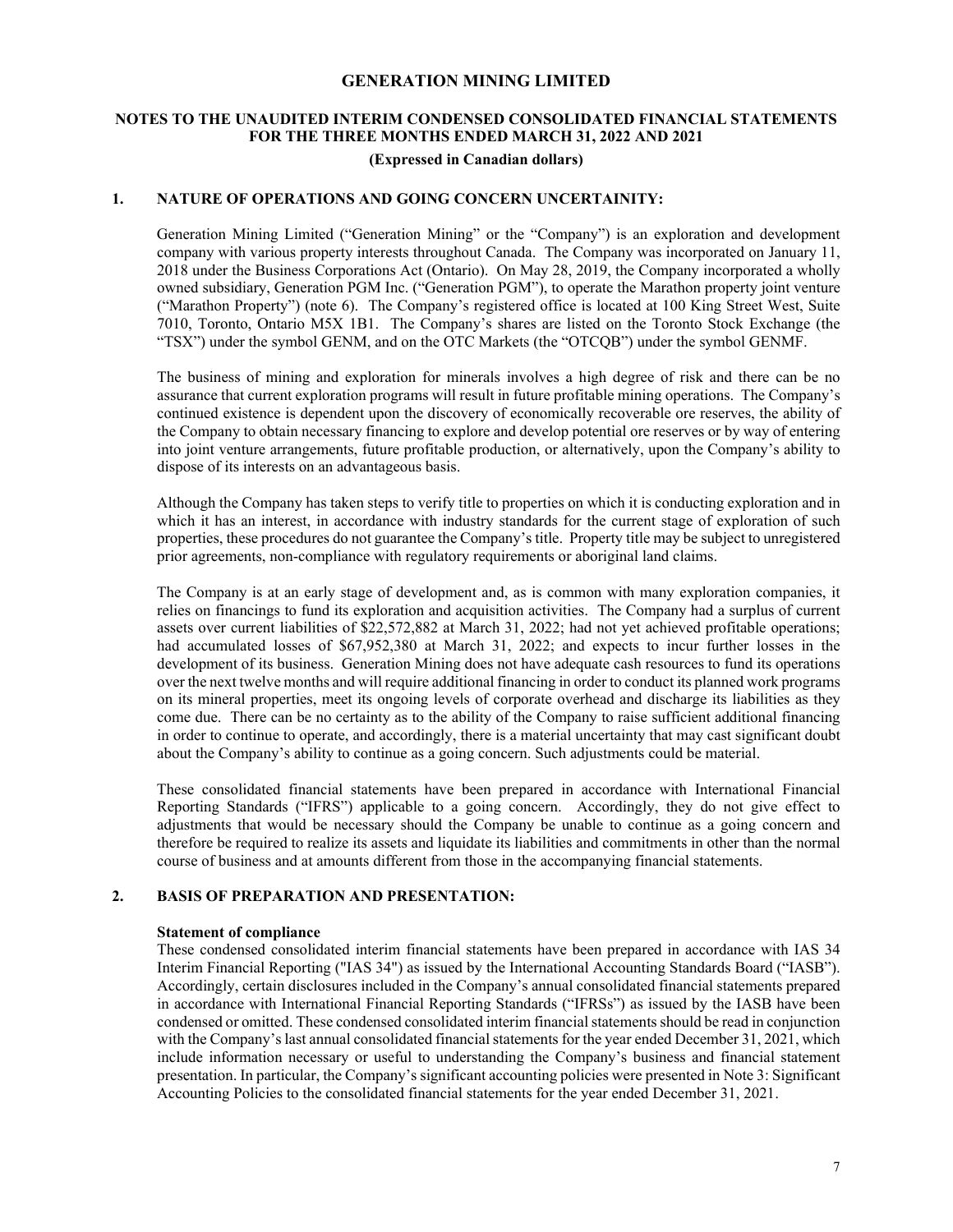# GENERATION MINING LIMITED

## NOTES TO THE UNAUDITED INTERIM CONDENSED CONSOLIDATED FINANCIAL STATEMENTS FOR THE THREE MONTHS ENDED MARCH 31, 2022 AND 2021

**(Expressed in Canadian dollars)**

### 1. NATURE OF OPERATIONS AND GOING CONCERN UNCERTAINITY:

Generation Mining Limited ("Generation Mining" or the "Company") is an exploration and development company with various property interests throughout Canada. The Company was incorporated on January 11, 2018 under the Business Corporations Act (Ontario). On May 28, 2019, the Company incorporated a wholly owned subsidiary, Generation PGM Inc. ("Generation PGM"), to operate the Marathon property joint venture ("Marathon Property") (note 6). The Company's registered office is located at 100 King Street West, Suite 7010, Toronto, Ontario M5X 1B1. The Company's shares are listed on the Toronto Stock Exchange (the "TSX") under the symbol GENM, and on the OTC Markets (the "OTCQB") under the symbol GENMF.

The business of mining and exploration for minerals involves a high degree of risk and there can be no assurance that current exploration programs will result in future profitable mining operations. The Company's continued existence is dependent upon the discovery of economically recoverable ore reserves, the ability of the Company to obtain necessary financing to explore and develop potential ore reserves or by way of entering into joint venture arrangements, future profitable production, or alternatively, upon the Company's ability to dispose of its interests on an advantageous basis.

Although the Company has taken steps to verify title to properties on which it is conducting exploration and in which it has an interest, in accordance with industry standards for the current stage of exploration of such properties, these procedures do not guarantee the Company's title. Property title may be subject to unregistered prior agreements, non-compliance with regulatory requirements or aboriginal land claims.

The Company is at an early stage of development and, as is common with many exploration companies, it relies on financings to fund its exploration and acquisition activities. The Company had a surplus of current assets over current liabilities of $22,572,882 at March 31, 2022; had not yet achieved profitable operations; had accumulated losses of $67,952,380 at March 31, 2022; and expects to incur further losses in the development of its business. Generation Mining does not have adequate cash resources to fund its operations over the next twelve months and will require additional financing in order to conduct its planned work programs on its mineral properties, meet its ongoing levels of corporate overhead and discharge its liabilities as they come due. There can be no certainty as to the ability of the Company to raise sufficient additional financing in order to continue to operate, and accordingly, there is a material uncertainty that may cast significant doubt about the Company's ability to continue as a going concern. Such adjustments could be material.

These consolidated financial statements have been prepared in accordance with International Financial Reporting Standards ("IFRS") applicable to a going concern. Accordingly, they do not give effect to adjustments that would be necessary should the Company be unable to continue as a going concern and therefore be required to realize its assets and liquidate its liabilities and commitments in other than the normal course of business and at amounts different from those in the accompanying financial statements.

### 2. BASIS OF PREPARATION AND PRESENTATION:

**Statement of compliance**

These condensed consolidated interim financial statements have been prepared in accordance with IAS 34 Interim Financial Reporting ("IAS 34") as issued by the International Accounting Standards Board ("IASB"). Accordingly, certain disclosures included in the Company's annual consolidated financial statements prepared in accordance with International Financial Reporting Standards ("IFRSs") as issued by the IASB have been condensed or omitted. These condensed consolidated interim financial statements should be read in conjunction with the Company's last annual consolidated financial statements for the year ended December 31, 2021, which include information necessary or useful to understanding the Company's business and financial statement presentation. In particular, the Company's significant accounting policies were presented in Note 3: Significant Accounting Policies to the consolidated financial statements for the year ended December 31, 2021.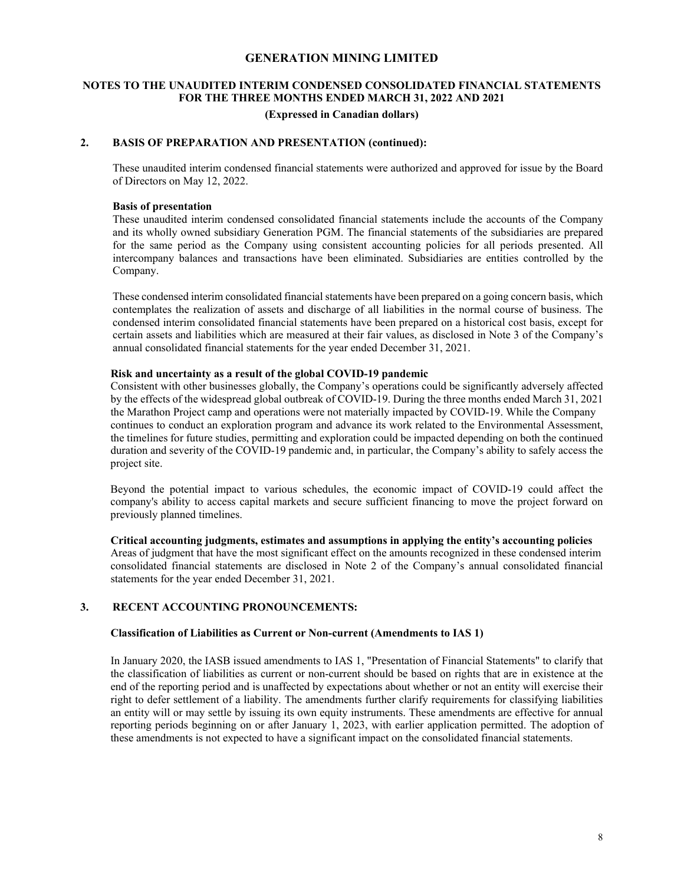## 2. BASIS OF PREPARATION AND PRESENTATION (continued):

These unaudited interim condensed financial statements were authorized and approved for issue by the Board of Directors on May 12, 2022.

**Basis of presentation**

These unaudited interim condensed consolidated financial statements include the accounts of the Company and its wholly owned subsidiary Generation PGM. The financial statements of the subsidiaries are prepared for the same period as the Company using consistent accounting policies for all periods presented. All intercompany balances and transactions have been eliminated. Subsidiaries are entities controlled by the Company.

These condensed interim consolidated financial statements have been prepared on a going concern basis, which contemplates the realization of assets and discharge of all liabilities in the normal course of business. The condensed interim consolidated financial statements have been prepared on a historical cost basis, except for certain assets and liabilities which are measured at their fair values, as disclosed in Note 3 of the Company's annual consolidated financial statements for the year ended December 31, 2021.

**Risk and uncertainty as a result of the global COVID-19 pandemic**

Consistent with other businesses globally, the Company's operations could be significantly adversely affected by the effects of the widespread global outbreak of COVID-19. During the three months ended March 31, 2021 the Marathon Project camp and operations were not materially impacted by COVID-19. While the Company continues to conduct an exploration program and advance its work related to the Environmental Assessment, the timelines for future studies, permitting and exploration could be impacted depending on both the continued duration and severity of the COVID-19 pandemic and, in particular, the Company's ability to safely access the project site.

Beyond the potential impact to various schedules, the economic impact of COVID-19 could affect the company's ability to access capital markets and secure sufficient financing to move the project forward on previously planned timelines.

**Critical accounting judgments, estimates and assumptions in applying the entity's accounting policies**

Areas of judgment that have the most significant effect on the amounts recognized in these condensed interim consolidated financial statements are disclosed in Note 2 of the Company's annual consolidated financial statements for the year ended December 31, 2021.

## 3. RECENT ACCOUNTING PRONOUNCEMENTS:

**Classification of Liabilities as Current or Non-current (Amendments to IAS 1)**

In January 2020, the IASB issued amendments to IAS 1, "Presentation of Financial Statements" to clarify that the classification of liabilities as current or non-current should be based on rights that are in existence at the end of the reporting period and is unaffected by expectations about whether or not an entity will exercise their right to defer settlement of a liability. The amendments further clarify requirements for classifying liabilities an entity will or may settle by issuing its own equity instruments. These amendments are effective for annual reporting periods beginning on or after January 1, 2023, with earlier application permitted. The adoption of these amendments is not expected to have a significant impact on the consolidated financial statements.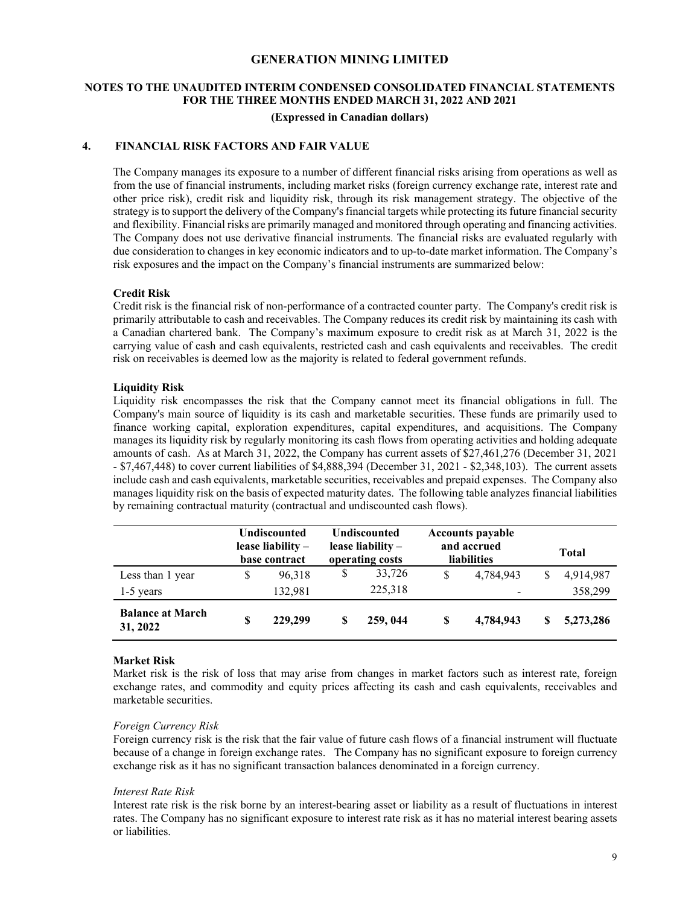# GENERATION MINING LIMITED

## NOTES TO THE UNAUDITED INTERIM CONDENSED CONSOLIDATED FINANCIAL STATEMENTS FOR THE THREE MONTHS ENDED MARCH 31, 2022 AND 2021

**(Expressed in Canadian dollars)**

### 4. FINANCIAL RISK FACTORS AND FAIR VALUE

The Company manages its exposure to a number of different financial risks arising from operations as well as from the use of financial instruments, including market risks (foreign currency exchange rate, interest rate and other price risk), credit risk and liquidity risk, through its risk management strategy. The objective of the strategy is to support the delivery of the Company's financial targets while protecting its future financial security and flexibility. Financial risks are primarily managed and monitored through operating and financing activities. The Company does not use derivative financial instruments. The financial risks are evaluated regularly with due consideration to changes in key economic indicators and to up-to-date market information. The Company's risk exposures and the impact on the Company's financial instruments are summarized below:

**Credit Risk**

Credit risk is the financial risk of non-performance of a contracted counter party. The Company's credit risk is primarily attributable to cash and receivables. The Company reduces its credit risk by maintaining its cash with a Canadian chartered bank. The Company's maximum exposure to credit risk as at March 31, 2022 is the carrying value of cash and cash equivalents, restricted cash and cash equivalents and receivables. The credit risk on receivables is deemed low as the majority is related to federal government refunds.

**Liquidity Risk**

Liquidity risk encompasses the risk that the Company cannot meet its financial obligations in full. The Company's main source of liquidity is its cash and marketable securities. These funds are primarily used to finance working capital, exploration expenditures, capital expenditures, and acquisitions. The Company manages its liquidity risk by regularly monitoring its cash flows from operating activities and holding adequate amounts of cash. As at March 31, 2022, the Company has current assets of $27,461,276 (December 31, 2021 - $7,467,448) to cover current liabilities of $4,888,394 (December 31, 2021 - $2,348,103). The current assets include cash and cash equivalents, marketable securities, receivables and prepaid expenses. The Company also manages liquidity risk on the basis of expected maturity dates. The following table analyzes financial liabilities by remaining contractual maturity (contractual and undiscounted cash flows).

| | Undiscounted lease liability – base contract | Undiscounted lease liability – operating costs | Accounts payable and accrued liabilities | Total |
|---|---|---|---|---|
| Less than 1 year | $ 96,318 | $ 33,726 | $ 4,784,943 | $ 4,914,987 |
| 1-5 years | 132,981 | 225,318 | - | 358,299 |
| **Balance at March 31, 2022** | **$ 229,299** | **$ 259, 044** | **$ 4,784,943** | **$ 5,273,286** |

**Market Risk**

Market risk is the risk of loss that may arise from changes in market factors such as interest rate, foreign exchange rates, and commodity and equity prices affecting its cash and cash equivalents, receivables and marketable securities.

*Foreign Currency Risk*

Foreign currency risk is the risk that the fair value of future cash flows of a financial instrument will fluctuate because of a change in foreign exchange rates. The Company has no significant exposure to foreign currency exchange risk as it has no significant transaction balances denominated in a foreign currency.

*Interest Rate Risk*

Interest rate risk is the risk borne by an interest-bearing asset or liability as a result of fluctuations in interest rates. The Company has no significant exposure to interest rate risk as it has no material interest bearing assets or liabilities.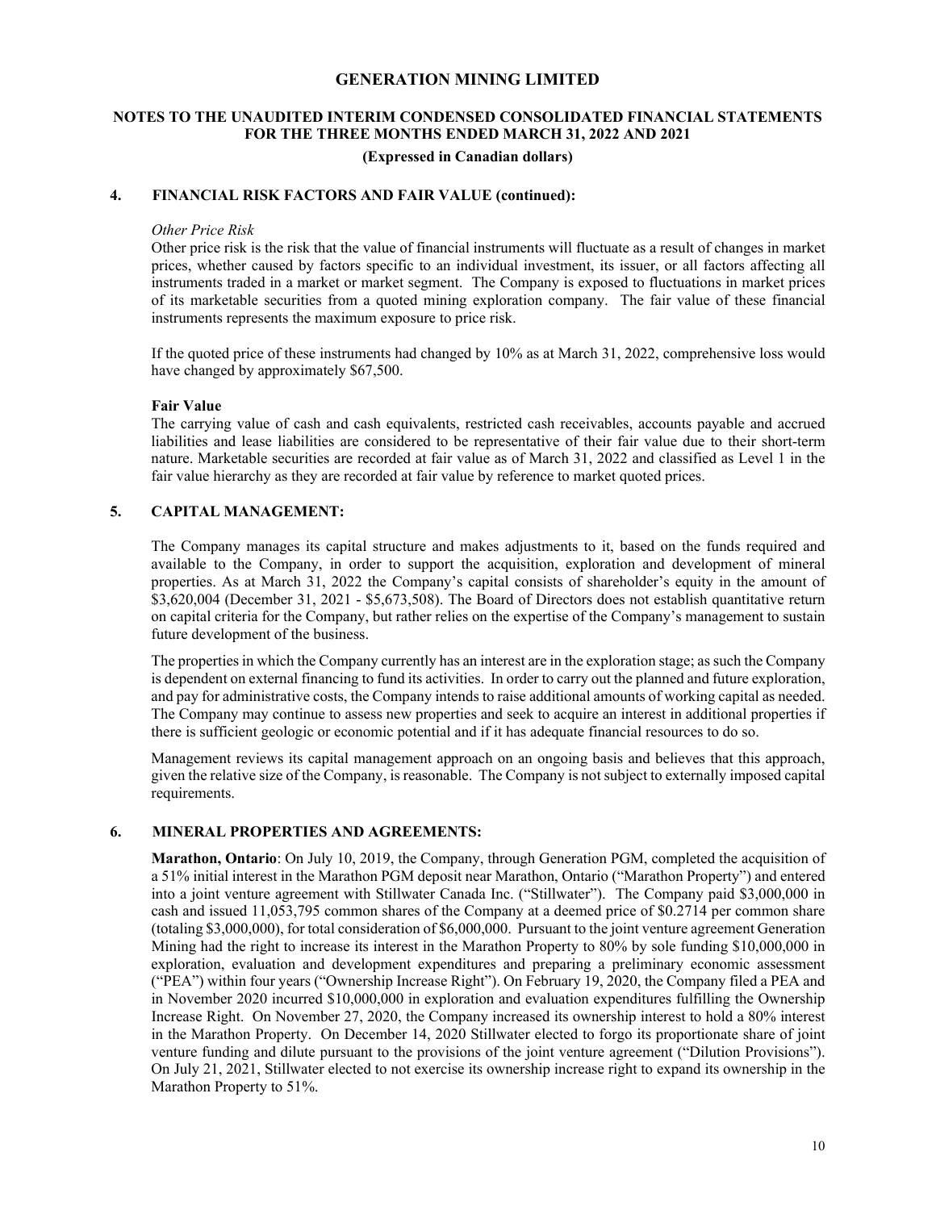## 4. FINANCIAL RISK FACTORS AND FAIR VALUE (continued):

*Other Price Risk*

Other price risk is the risk that the value of financial instruments will fluctuate as a result of changes in market prices, whether caused by factors specific to an individual investment, its issuer, or all factors affecting all instruments traded in a market or market segment. The Company is exposed to fluctuations in market prices of its marketable securities from a quoted mining exploration company. The fair value of these financial instruments represents the maximum exposure to price risk.

If the quoted price of these instruments had changed by 10% as at March 31, 2022, comprehensive loss would have changed by approximately $67,500.

**Fair Value**

The carrying value of cash and cash equivalents, restricted cash receivables, accounts payable and accrued liabilities and lease liabilities are considered to be representative of their fair value due to their short-term nature. Marketable securities are recorded at fair value as of March 31, 2022 and classified as Level 1 in the fair value hierarchy as they are recorded at fair value by reference to market quoted prices.

## 5. CAPITAL MANAGEMENT:

The Company manages its capital structure and makes adjustments to it, based on the funds required and available to the Company, in order to support the acquisition, exploration and development of mineral properties. As at March 31, 2022 the Company's capital consists of shareholder's equity in the amount of $3,620,004 (December 31, 2021 - $5,673,508). The Board of Directors does not establish quantitative return on capital criteria for the Company, but rather relies on the expertise of the Company's management to sustain future development of the business.

The properties in which the Company currently has an interest are in the exploration stage; as such the Company is dependent on external financing to fund its activities. In order to carry out the planned and future exploration, and pay for administrative costs, the Company intends to raise additional amounts of working capital as needed. The Company may continue to assess new properties and seek to acquire an interest in additional properties if there is sufficient geologic or economic potential and if it has adequate financial resources to do so.

Management reviews its capital management approach on an ongoing basis and believes that this approach, given the relative size of the Company, is reasonable. The Company is not subject to externally imposed capital requirements.

## 6. MINERAL PROPERTIES AND AGREEMENTS:

**Marathon, Ontario**: On July 10, 2019, the Company, through Generation PGM, completed the acquisition of a 51% initial interest in the Marathon PGM deposit near Marathon, Ontario ("Marathon Property") and entered into a joint venture agreement with Stillwater Canada Inc. ("Stillwater"). The Company paid $3,000,000 in cash and issued 11,053,795 common shares of the Company at a deemed price of $0.2714 per common share (totaling $3,000,000), for total consideration of $6,000,000. Pursuant to the joint venture agreement Generation Mining had the right to increase its interest in the Marathon Property to 80% by sole funding $10,000,000 in exploration, evaluation and development expenditures and preparing a preliminary economic assessment ("PEA") within four years ("Ownership Increase Right"). On February 19, 2020, the Company filed a PEA and in November 2020 incurred $10,000,000 in exploration and evaluation expenditures fulfilling the Ownership Increase Right. On November 27, 2020, the Company increased its ownership interest to hold a 80% interest in the Marathon Property. On December 14, 2020 Stillwater elected to forgo its proportionate share of joint venture funding and dilute pursuant to the provisions of the joint venture agreement ("Dilution Provisions"). On July 21, 2021, Stillwater elected to not exercise its ownership increase right to expand its ownership in the Marathon Property to 51%.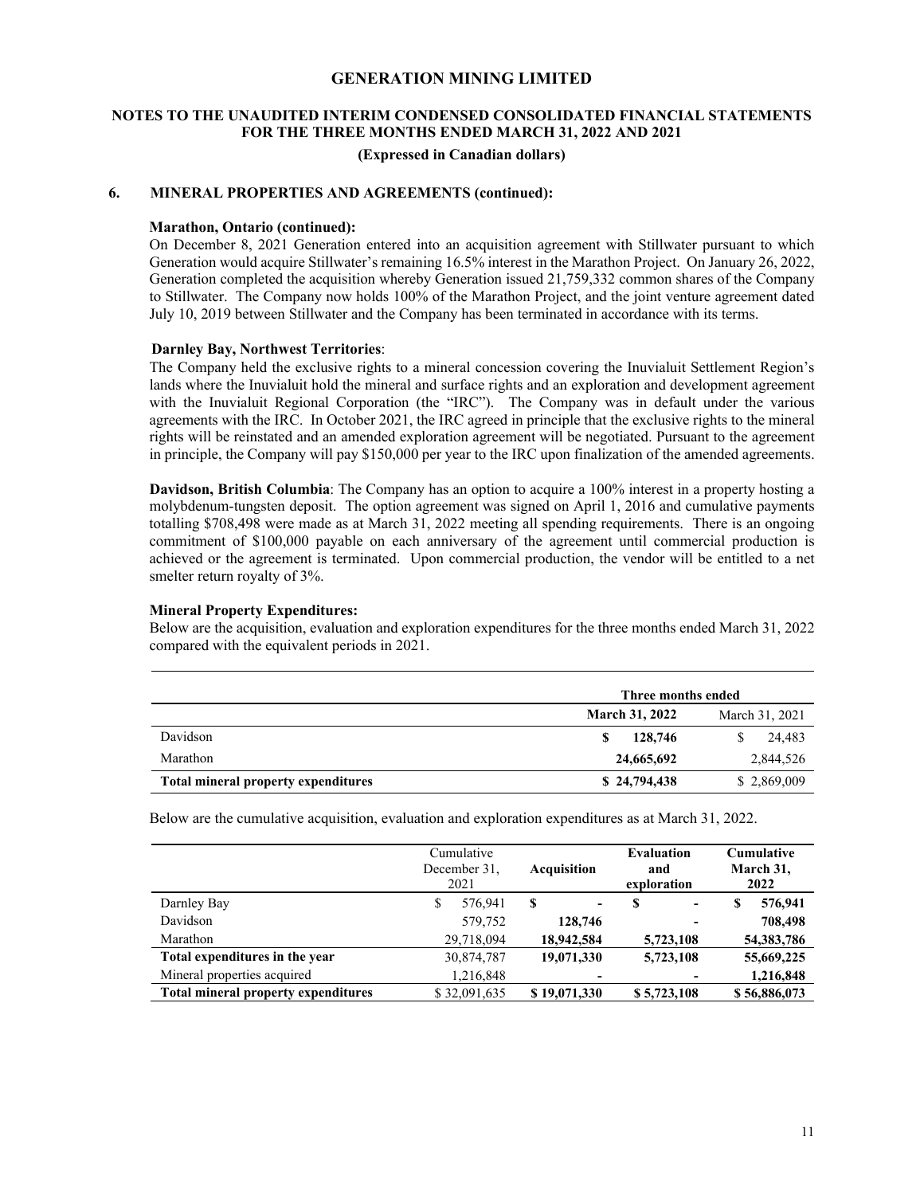# GENERATION MINING LIMITED

## NOTES TO THE UNAUDITED INTERIM CONDENSED CONSOLIDATED FINANCIAL STATEMENTS FOR THE THREE MONTHS ENDED MARCH 31, 2022 AND 2021

**(Expressed in Canadian dollars)**

### 6. MINERAL PROPERTIES AND AGREEMENTS (continued):

**Marathon, Ontario (continued):**

On December 8, 2021 Generation entered into an acquisition agreement with Stillwater pursuant to which Generation would acquire Stillwater's remaining 16.5% interest in the Marathon Project. On January 26, 2022, Generation completed the acquisition whereby Generation issued 21,759,332 common shares of the Company to Stillwater. The Company now holds 100% of the Marathon Project, and the joint venture agreement dated July 10, 2019 between Stillwater and the Company has been terminated in accordance with its terms.

**Darnley Bay, Northwest Territories**:

The Company held the exclusive rights to a mineral concession covering the Inuvialuit Settlement Region's lands where the Inuvialuit hold the mineral and surface rights and an exploration and development agreement with the Inuvialuit Regional Corporation (the "IRC"). The Company was in default under the various agreements with the IRC. In October 2021, the IRC agreed in principle that the exclusive rights to the mineral rights will be reinstated and an amended exploration agreement will be negotiated. Pursuant to the agreement in principle, the Company will pay $150,000 per year to the IRC upon finalization of the amended agreements.

**Davidson, British Columbia**: The Company has an option to acquire a 100% interest in a property hosting a molybdenum-tungsten deposit. The option agreement was signed on April 1, 2016 and cumulative payments totalling $708,498 were made as at March 31, 2022 meeting all spending requirements. There is an ongoing commitment of $100,000 payable on each anniversary of the agreement until commercial production is achieved or the agreement is terminated. Upon commercial production, the vendor will be entitled to a net smelter return royalty of 3%.

**Mineral Property Expenditures:**

Below are the acquisition, evaluation and exploration expenditures for the three months ended March 31, 2022 compared with the equivalent periods in 2021.

| | Three months ended | |
|---|---|---|
| | **March 31, 2022** | March 31, 2021 |
| Davidson | **$ 128,746** | $ 24,483 |
| Marathon | **24,665,692** | 2,844,526 |
| **Total mineral property expenditures** | **$ 24,794,438** | $ 2,869,009 |

Below are the cumulative acquisition, evaluation and exploration expenditures as at March 31, 2022.

| | Cumulative December 31, 2021 | **Acquisition** | **Evaluation and exploration** | **Cumulative March 31, 2022** |
|---|---|---|---|---|
| Darnley Bay | $ 576,941 | **$ -** | **$ -** | **$ 576,941** |
| Davidson | 579,752 | **128,746** | **-** | **708,498** |
| Marathon | 29,718,094 | **18,942,584** | **5,723,108** | **54,383,786** |
| **Total expenditures in the year** | 30,874,787 | **19,071,330** | **5,723,108** | **55,669,225** |
| Mineral properties acquired | 1,216,848 | **-** | **-** | **1,216,848** |
| **Total mineral property expenditures** | $ 32,091,635 | **$ 19,071,330** | **$ 5,723,108** | **$ 56,886,073** |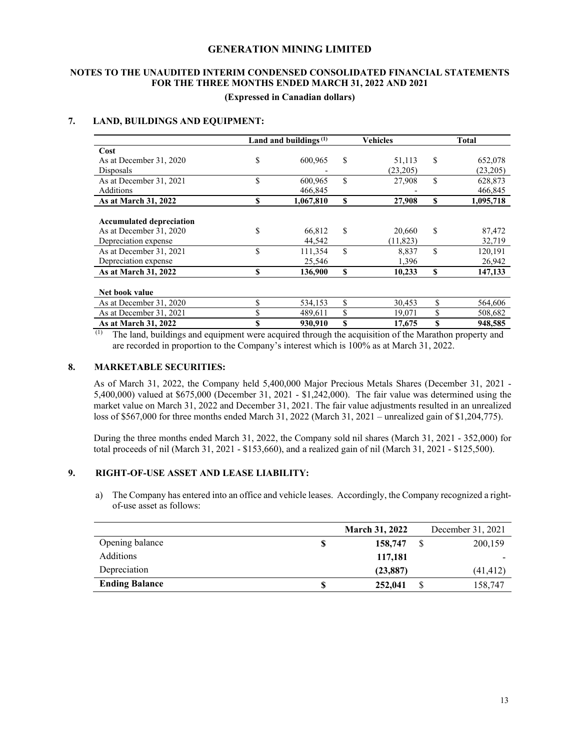# GENERATION MINING LIMITED

## NOTES TO THE UNAUDITED INTERIM CONDENSED CONSOLIDATED FINANCIAL STATEMENTS FOR THE THREE MONTHS ENDED MARCH 31, 2022 AND 2021

**(Expressed in Canadian dollars)**

## 7. LAND, BUILDINGS AND EQUIPMENT:

| | Land and buildings [(1)] | Vehicles | Total |
|---|---|---|---|
| **Cost** | | | |
| As at December 31, 2020 | $ 600,965 | $ 51,113 | $ 652,078 |
| Disposals | - | (23,205) | (23,205) |
| As at December 31, 2021 | $ 600,965 | $ 27,908 | $ 628,873 |
| Additions | 466,845 | - | 466,845 |
| **As at March 31, 2022** | **$ 1,067,810** | **$ 27,908** | **$ 1,095,718** |
| | | | |
| **Accumulated depreciation** | | | |
| As at December 31, 2020 | $ 66,812 | $ 20,660 | $ 87,472 |
| Depreciation expense | 44,542 | (11,823) | 32,719 |
| As at December 31, 2021 | $ 111,354 | $ 8,837 | $ 120,191 |
| Depreciation expense | 25,546 | 1,396 | 26,942 |
| **As at March 31, 2022** | **$ 136,900** | **$ 10,233** | **$ 147,133** |
| | | | |
| **Net book value** | | | |
| As at December 31, 2020 | $ 534,153 | $ 30,453 | $ 564,606 |
| As at December 31, 2021 | $ 489,611 | $ 19,071 | $ 508,682 |
| **As at March 31, 2022** | **$ 930,910** | **$ 17,675** | **$ 948,585** |

[(1)] The land, buildings and equipment were acquired through the acquisition of the Marathon property and are recorded in proportion to the Company's interest which is 100% as at March 31, 2022.

## 8. MARKETABLE SECURITIES:

As of March 31, 2022, the Company held 5,400,000 Major Precious Metals Shares (December 31, 2021 - 5,400,000) valued at $675,000 (December 31, 2021 - $1,242,000). The fair value was determined using the market value on March 31, 2022 and December 31, 2021. The fair value adjustments resulted in an unrealized loss of $567,000 for three months ended March 31, 2022 (March 31, 2021 – unrealized gain of $1,204,775).

During the three months ended March 31, 2022, the Company sold nil shares (March 31, 2021 - 352,000) for total proceeds of nil (March 31, 2021 - $153,660), and a realized gain of nil (March 31, 2021 - $125,500).

## 9. RIGHT-OF-USE ASSET AND LEASE LIABILITY:

a) The Company has entered into an office and vehicle leases. Accordingly, the Company recognized a right-of-use asset as follows:

| | March 31, 2022 | December 31, 2021 |
|---|---|---|
| Opening balance | **$ 158,747** | $ 200,159 |
| Additions | **117,181** | - |
| Depreciation | **(23,887)** | (41,412) |
| **Ending Balance** | **$ 252,041** | $ 158,747 |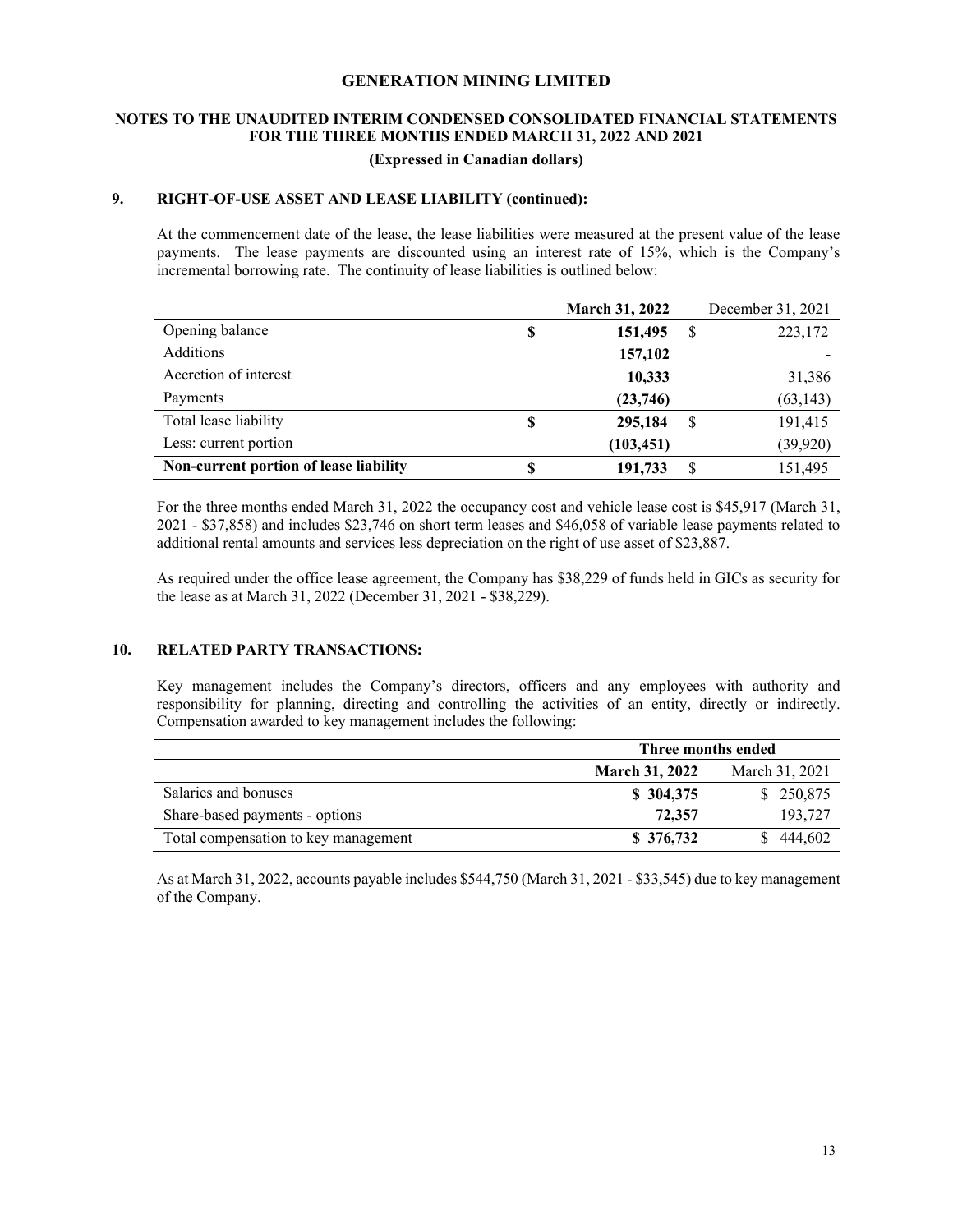# GENERATION MINING LIMITED

## NOTES TO THE UNAUDITED INTERIM CONDENSED CONSOLIDATED FINANCIAL STATEMENTS FOR THE THREE MONTHS ENDED MARCH 31, 2022 AND 2021

**(Expressed in Canadian dollars)**

### 9. RIGHT-OF-USE ASSET AND LEASE LIABILITY (continued):

At the commencement date of the lease, the lease liabilities were measured at the present value of the lease payments. The lease payments are discounted using an interest rate of 15%, which is the Company's incremental borrowing rate. The continuity of lease liabilities is outlined below:

| | **March 31, 2022** | December 31, 2021 |
|---|---|---|
| Opening balance | **$ 151,495** | $ 223,172 |
| Additions | **157,102** | - |
| Accretion of interest | **10,333** | 31,386 |
| Payments | **(23,746)** | (63,143) |
| Total lease liability | **$ 295,184** | $ 191,415 |
| Less: current portion | **(103,451)** | (39,920) |
| **Non-current portion of lease liability** | **$ 191,733** | $ 151,495 |

For the three months ended March 31, 2022 the occupancy cost and vehicle lease cost is $45,917 (March 31, 2021 - $37,858) and includes $23,746 on short term leases and $46,058 of variable lease payments related to additional rental amounts and services less depreciation on the right of use asset of $23,887.

As required under the office lease agreement, the Company has $38,229 of funds held in GICs as security for the lease as at March 31, 2022 (December 31, 2021 - $38,229).

### 10. RELATED PARTY TRANSACTIONS:

Key management includes the Company's directors, officers and any employees with authority and responsibility for planning, directing and controlling the activities of an entity, directly or indirectly. Compensation awarded to key management includes the following:

| | **Three months ended** | |
|---|---|---|
| | **March 31, 2022** | March 31, 2021 |
| Salaries and bonuses | **$ 304,375** | $ 250,875 |
| Share-based payments - options | **72,357** | 193,727 |
| Total compensation to key management | **$ 376,732** | $ 444,602 |

As at March 31, 2022, accounts payable includes $544,750 (March 31, 2021 - $33,545) due to key management of the Company.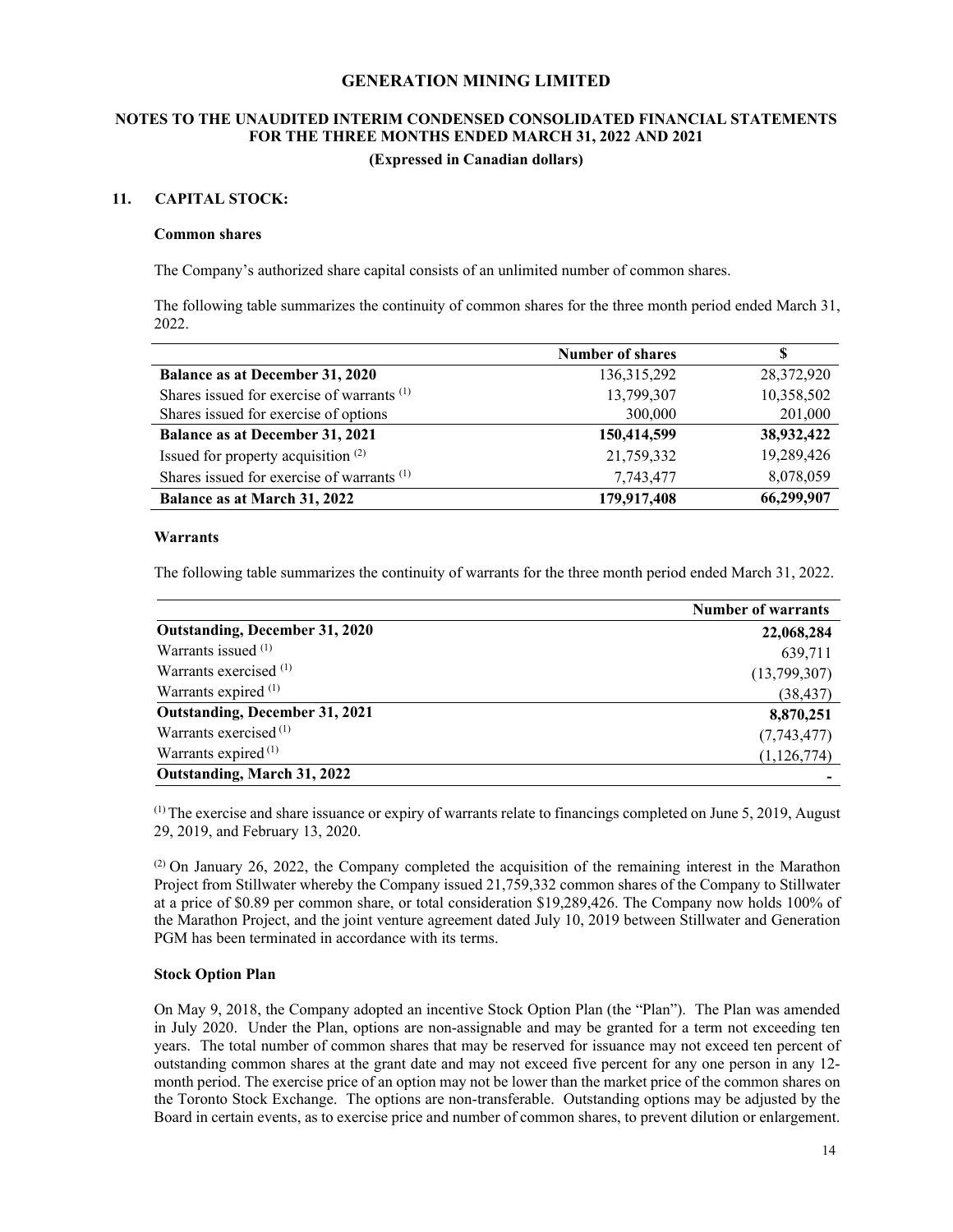# GENERATION MINING LIMITED

## NOTES TO THE UNAUDITED INTERIM CONDENSED CONSOLIDATED FINANCIAL STATEMENTS FOR THE THREE MONTHS ENDED MARCH 31, 2022 AND 2021

**(Expressed in Canadian dollars)**

### 11. CAPITAL STOCK:

**Common shares**

The Company's authorized share capital consists of an unlimited number of common shares.

The following table summarizes the continuity of common shares for the three month period ended March 31, 2022.

| | Number of shares | $ |
|---|---|---|
| **Balance as at December 31, 2020** | 136,315,292 | 28,372,920 |
| Shares issued for exercise of warrants [(1)] | 13,799,307 | 10,358,502 |
| Shares issued for exercise of options | 300,000 | 201,000 |
| **Balance as at December 31, 2021** | **150,414,599** | **38,932,422** |
| Issued for property acquisition [(2)] | 21,759,332 | 19,289,426 |
| Shares issued for exercise of warrants [(1)] | 7,743,477 | 8,078,059 |
| **Balance as at March 31, 2022** | **179,917,408** | **66,299,907** |

**Warrants**

The following table summarizes the continuity of warrants for the three month period ended March 31, 2022.

| | Number of warrants |
|---|---|
| **Outstanding, December 31, 2020** | **22,068,284** |
| Warrants issued [(1)] | 639,711 |
| Warrants exercised [(1)] | (13,799,307) |
| Warrants expired [(1)] | (38,437) |
| **Outstanding, December 31, 2021** | **8,870,251** |
| Warrants exercised [(1)] | (7,743,477) |
| Warrants expired [(1)] | (1,126,774) |
| **Outstanding, March 31, 2022** | **-** |

[(1)] The exercise and share issuance or expiry of warrants relate to financings completed on June 5, 2019, August 29, 2019, and February 13, 2020.

[(2)] On January 26, 2022, the Company completed the acquisition of the remaining interest in the Marathon Project from Stillwater whereby the Company issued 21,759,332 common shares of the Company to Stillwater at a price of $0.89 per common share, or total consideration $19,289,426. The Company now holds 100% of the Marathon Project, and the joint venture agreement dated July 10, 2019 between Stillwater and Generation PGM has been terminated in accordance with its terms.

**Stock Option Plan**

On May 9, 2018, the Company adopted an incentive Stock Option Plan (the "Plan"). The Plan was amended in July 2020. Under the Plan, options are non-assignable and may be granted for a term not exceeding ten years. The total number of common shares that may be reserved for issuance may not exceed ten percent of outstanding common shares at the grant date and may not exceed five percent for any one person in any 12-month period. The exercise price of an option may not be lower than the market price of the common shares on the Toronto Stock Exchange. The options are non-transferable. Outstanding options may be adjusted by the Board in certain events, as to exercise price and number of common shares, to prevent dilution or enlargement.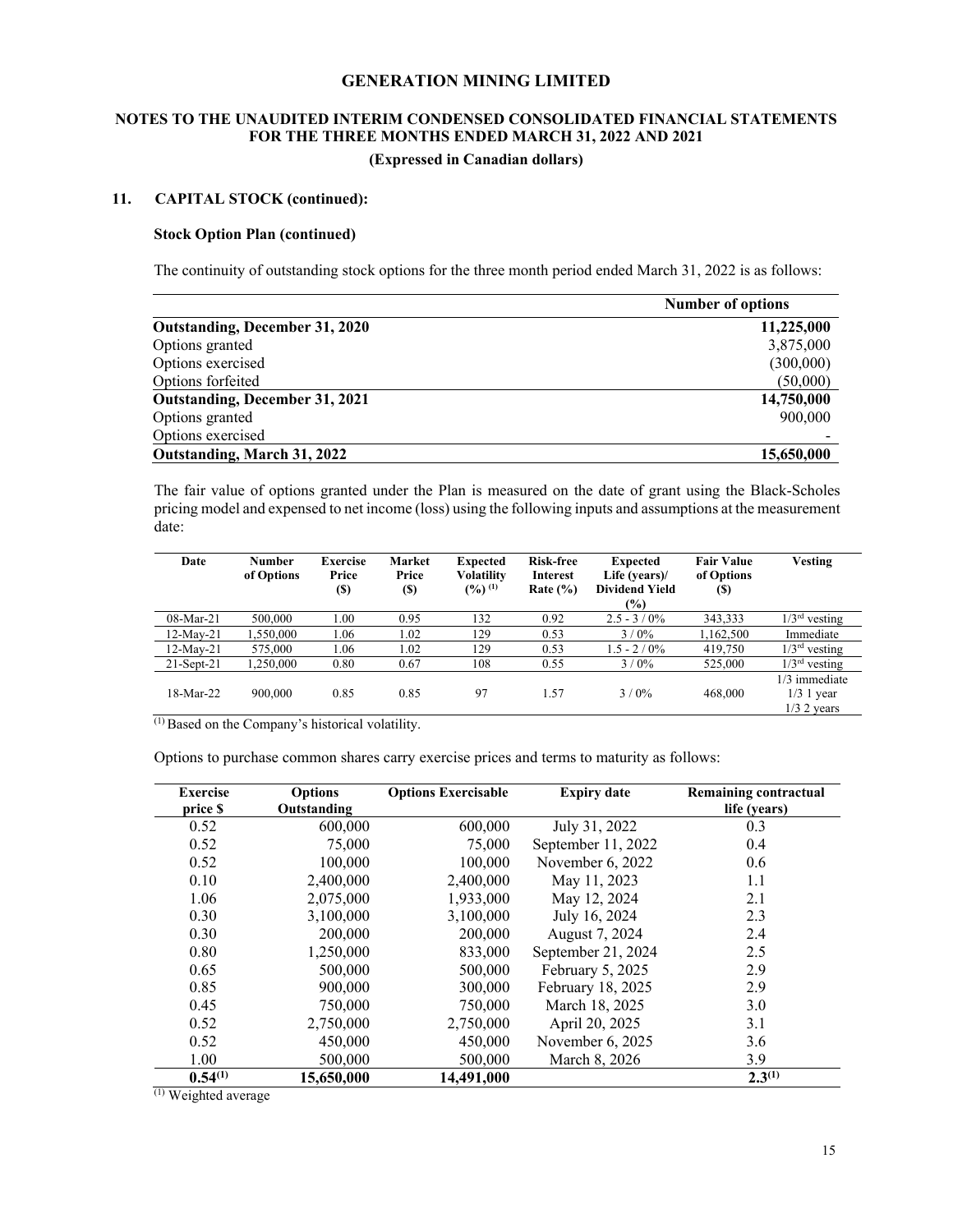# GENERATION MINING LIMITED

## NOTES TO THE UNAUDITED INTERIM CONDENSED CONSOLIDATED FINANCIAL STATEMENTS FOR THE THREE MONTHS ENDED MARCH 31, 2022 AND 2021

**(Expressed in Canadian dollars)**

### 11. CAPITAL STOCK (continued):

**Stock Option Plan (continued)**

The continuity of outstanding stock options for the three month period ended March 31, 2022 is as follows:

| | Number of options |
|---|---|
| **Outstanding, December 31, 2020** | **11,225,000** |
| Options granted | 3,875,000 |
| Options exercised | (300,000) |
| Options forfeited | (50,000) |
| **Outstanding, December 31, 2021** | **14,750,000** |
| Options granted | 900,000 |
| Options exercised | - |
| **Outstanding, March 31, 2022** | **15,650,000** |

The fair value of options granted under the Plan is measured on the date of grant using the Black-Scholes pricing model and expensed to net income (loss) using the following inputs and assumptions at the measurement date:

| Date | Number of Options | Exercise Price ($) | Market Price ($) | Expected Volatility (%) (1) | Risk-free Interest Rate (%) | Expected Life (years)/ Dividend Yield (%) | Fair Value of Options ($) | Vesting |
|---|---|---|---|---|---|---|---|---|
| 08-Mar-21 | 500,000 | 1.00 | 0.95 | 132 | 0.92 | 2.5 - 3 / 0% | 343,333 | 1/3rd vesting |
| 12-May-21 | 1,550,000 | 1.06 | 1.02 | 129 | 0.53 | 3 / 0% | 1,162,500 | Immediate |
| 12-May-21 | 575,000 | 1.06 | 1.02 | 129 | 0.53 | 1.5 - 2 / 0% | 419,750 | 1/3rd vesting |
| 21-Sept-21 | 1,250,000 | 0.80 | 0.67 | 108 | 0.55 | 3 / 0% | 525,000 | 1/3rd vesting |
| 18-Mar-22 | 900,000 | 0.85 | 0.85 | 97 | 1.57 | 3 / 0% | 468,000 | 1/3 immediate 1/3 1 year 1/3 2 years |

(1) Based on the Company's historical volatility.

Options to purchase common shares carry exercise prices and terms to maturity as follows:

| Exercise price $ | Options Outstanding | Options Exercisable | Expiry date | Remaining contractual life (years) |
|---|---|---|---|---|
| 0.52 | 600,000 | 600,000 | July 31, 2022 | 0.3 |
| 0.52 | 75,000 | 75,000 | September 11, 2022 | 0.4 |
| 0.52 | 100,000 | 100,000 | November 6, 2022 | 0.6 |
| 0.10 | 2,400,000 | 2,400,000 | May 11, 2023 | 1.1 |
| 1.06 | 2,075,000 | 1,933,000 | May 12, 2024 | 2.1 |
| 0.30 | 3,100,000 | 3,100,000 | July 16, 2024 | 2.3 |
| 0.30 | 200,000 | 200,000 | August 7, 2024 | 2.4 |
| 0.80 | 1,250,000 | 833,000 | September 21, 2024 | 2.5 |
| 0.65 | 500,000 | 500,000 | February 5, 2025 | 2.9 |
| 0.85 | 900,000 | 300,000 | February 18, 2025 | 2.9 |
| 0.45 | 750,000 | 750,000 | March 18, 2025 | 3.0 |
| 0.52 | 2,750,000 | 2,750,000 | April 20, 2025 | 3.1 |
| 0.52 | 450,000 | 450,000 | November 6, 2025 | 3.6 |
| 1.00 | 500,000 | 500,000 | March 8, 2026 | 3.9 |
| **0.54(1)** | **15,650,000** | **14,491,000** | | **2.3(1)** |

(1) Weighted average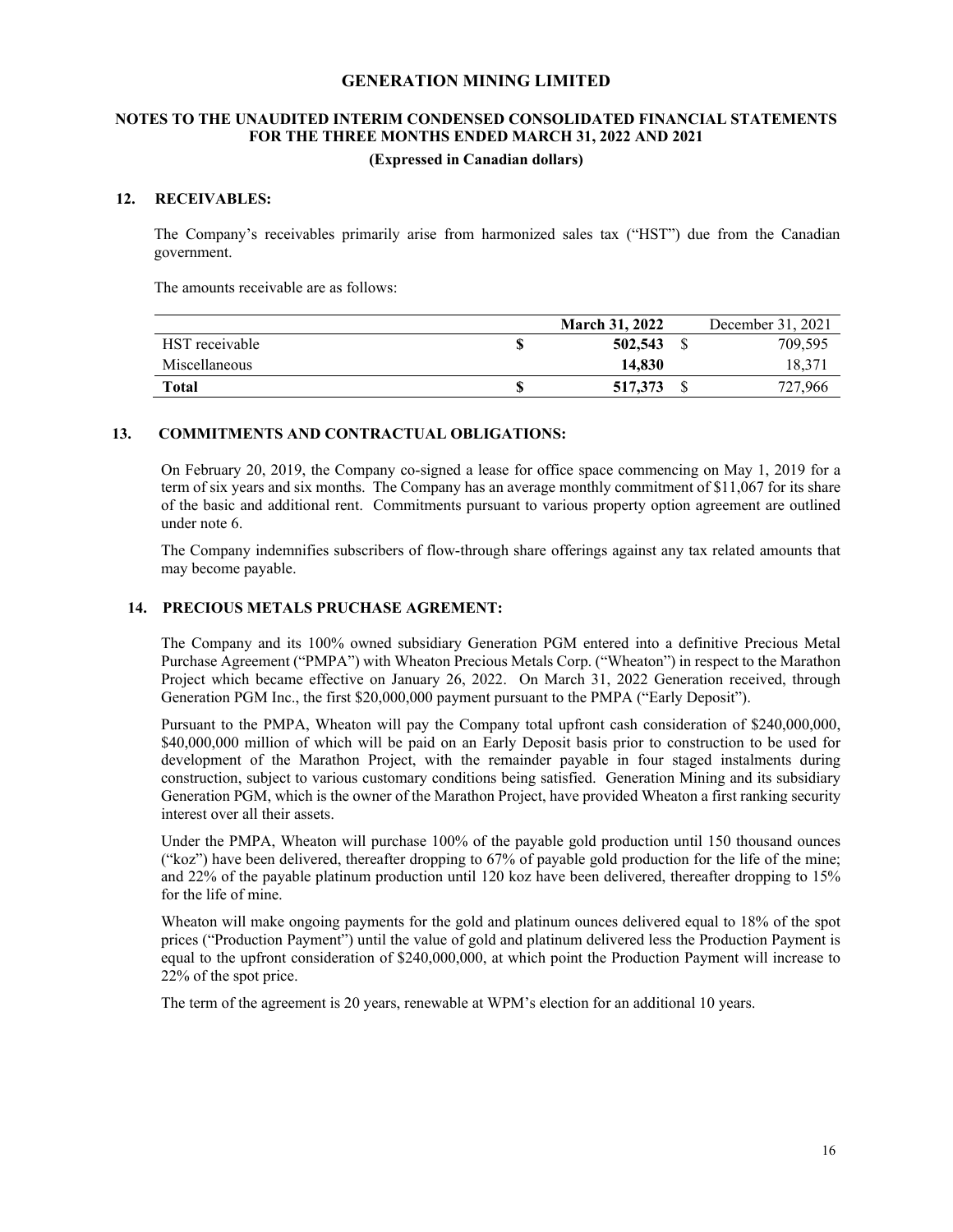# GENERATION MINING LIMITED

## NOTES TO THE UNAUDITED INTERIM CONDENSED CONSOLIDATED FINANCIAL STATEMENTS FOR THE THREE MONTHS ENDED MARCH 31, 2022 AND 2021

**(Expressed in Canadian dollars)**

### 12. RECEIVABLES:

The Company's receivables primarily arise from harmonized sales tax ("HST") due from the Canadian government.

The amounts receivable are as follows:

| | | **March 31, 2022** | | December 31, 2021 |
|---|---|---|---|---|
| HST receivable | $ | **502,543** | $ | 709,595 |
| Miscellaneous | | **14,830** | | 18,371 |
| **Total** | **$** | **517,373** | $ | 727,966 |

### 13. COMMITMENTS AND CONTRACTUAL OBLIGATIONS:

On February 20, 2019, the Company co-signed a lease for office space commencing on May 1, 2019 for a term of six years and six months. The Company has an average monthly commitment of $11,067 for its share of the basic and additional rent. Commitments pursuant to various property option agreement are outlined under note 6.

The Company indemnifies subscribers of flow-through share offerings against any tax related amounts that may become payable.

### 14. PRECIOUS METALS PRUCHASE AGREEMENT:

The Company and its 100% owned subsidiary Generation PGM entered into a definitive Precious Metal Purchase Agreement ("PMPA") with Wheaton Precious Metals Corp. ("Wheaton") in respect to the Marathon Project which became effective on January 26, 2022. On March 31, 2022 Generation received, through Generation PGM Inc., the first $20,000,000 payment pursuant to the PMPA ("Early Deposit").

Pursuant to the PMPA, Wheaton will pay the Company total upfront cash consideration of $240,000,000, $40,000,000 million of which will be paid on an Early Deposit basis prior to construction to be used for development of the Marathon Project, with the remainder payable in four staged instalments during construction, subject to various customary conditions being satisfied. Generation Mining and its subsidiary Generation PGM, which is the owner of the Marathon Project, have provided Wheaton a first ranking security interest over all their assets.

Under the PMPA, Wheaton will purchase 100% of the payable gold production until 150 thousand ounces ("koz") have been delivered, thereafter dropping to 67% of payable gold production for the life of the mine; and 22% of the payable platinum production until 120 koz have been delivered, thereafter dropping to 15% for the life of mine.

Wheaton will make ongoing payments for the gold and platinum ounces delivered equal to 18% of the spot prices ("Production Payment") until the value of gold and platinum delivered less the Production Payment is equal to the upfront consideration of $240,000,000, at which point the Production Payment will increase to 22% of the spot price.

The term of the agreement is 20 years, renewable at WPM's election for an additional 10 years.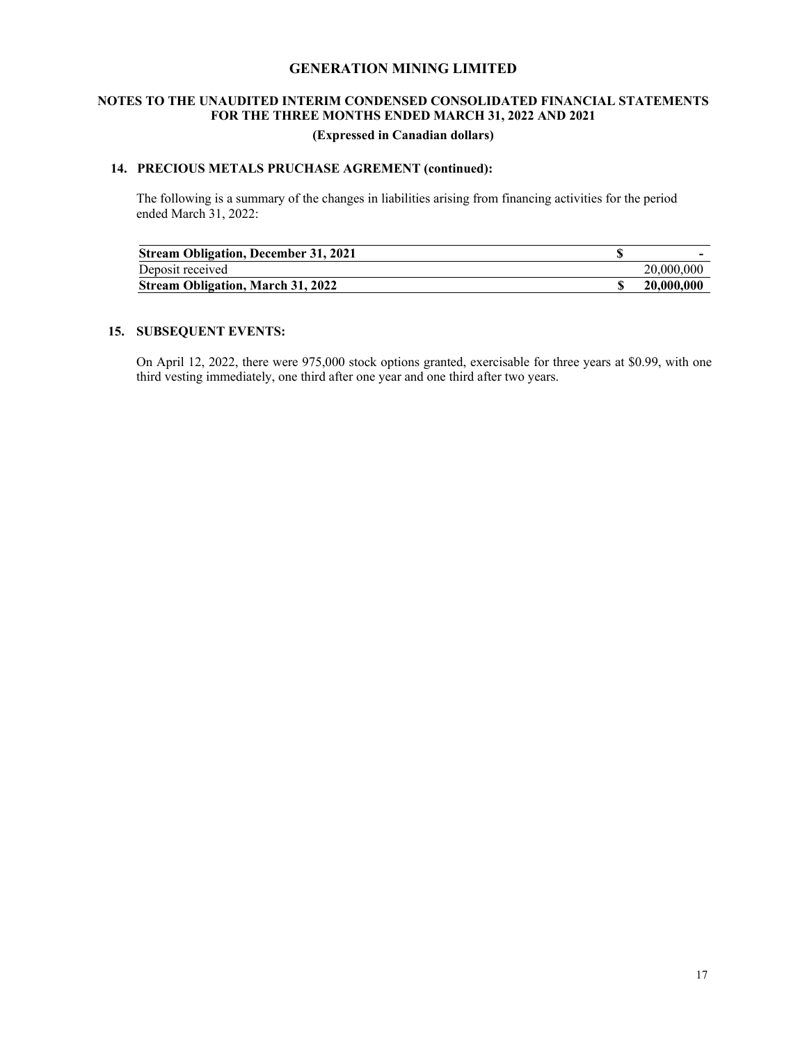**GENERATION MINING LIMITED**

**NOTES TO THE UNAUDITED INTERIM CONDENSED CONSOLIDATED FINANCIAL STATEMENTS FOR THE THREE MONTHS ENDED MARCH 31, 2022 AND 2021**

**(Expressed in Canadian dollars)**

## 14. PRECIOUS METALS PRUCHASE AGREMENT (continued):

The following is a summary of the changes in liabilities arising from financing activities for the period ended March 31, 2022:

| | | |
|---|---|---|
| **Stream Obligation, December 31, 2021** | **$** | **-** |
| Deposit received | | 20,000,000 |
| **Stream Obligation, March 31, 2022** | **$** | **20,000,000** |

## 15. SUBSEQUENT EVENTS:

On April 12, 2022, there were 975,000 stock options granted, exercisable for three years at $0.99, with one third vesting immediately, one third after one year and one third after two years.